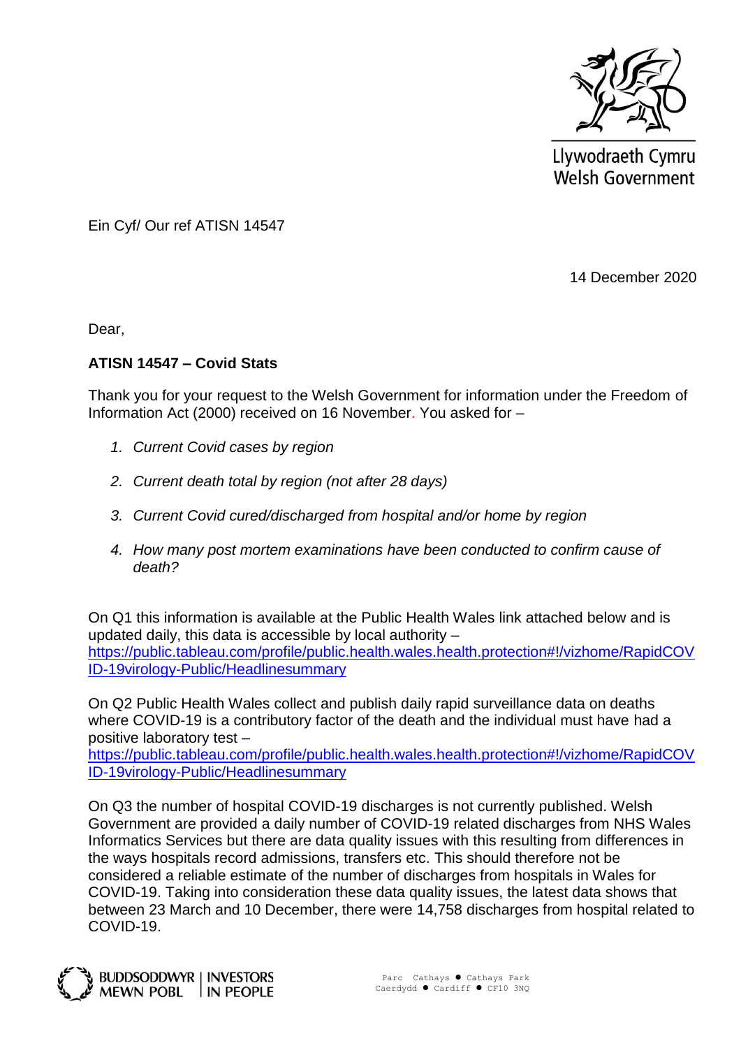Llywodraeth Cymru
Welsh Government

Ein Cyf/ Our ref ATISN 14547

14 December 2020

Dear,

**ATISN 14547 – Covid Stats**

Thank you for your request to the Welsh Government for information under the Freedom of Information Act (2000) received on 16 November. You asked for –

1. *Current Covid cases by region*
2. *Current death total by region (not after 28 days)*
3. *Current Covid cured/discharged from hospital and/or home by region*
4. *How many post mortem examinations have been conducted to confirm cause of death?*

On Q1 this information is available at the Public Health Wales link attached below and is updated daily, this data is accessible by local authority – [https://public.tableau.com/profile/public.health.wales.health.protection#!/vizhome/RapidCOVID-19virology-Public/Headlinesummary](https://public.tableau.com/profile/public.health.wales.health.protection#!/vizhome/RapidCOVID-19virology-Public/Headlinesummary)

On Q2 Public Health Wales collect and publish daily rapid surveillance data on deaths where COVID-19 is a contributory factor of the death and the individual must have had a positive laboratory test – [https://public.tableau.com/profile/public.health.wales.health.protection#!/vizhome/RapidCOVID-19virology-Public/Headlinesummary](https://public.tableau.com/profile/public.health.wales.health.protection#!/vizhome/RapidCOVID-19virology-Public/Headlinesummary)

On Q3 the number of hospital COVID-19 discharges is not currently published. Welsh Government are provided a daily number of COVID-19 related discharges from NHS Wales Informatics Services but there are data quality issues with this resulting from differences in the ways hospitals record admissions, transfers etc. This should therefore not be considered a reliable estimate of the number of discharges from hospitals in Wales for COVID-19. Taking into consideration these data quality issues, the latest data shows that between 23 March and 10 December, there were 14,758 discharges from hospital related to COVID-19.

BUDDSODDWYR MEWN POBL | INVESTORS IN PEOPLE

Parc Cathays ● Cathays Park
Caerdydd ● Cardiff ● CF10 3NQ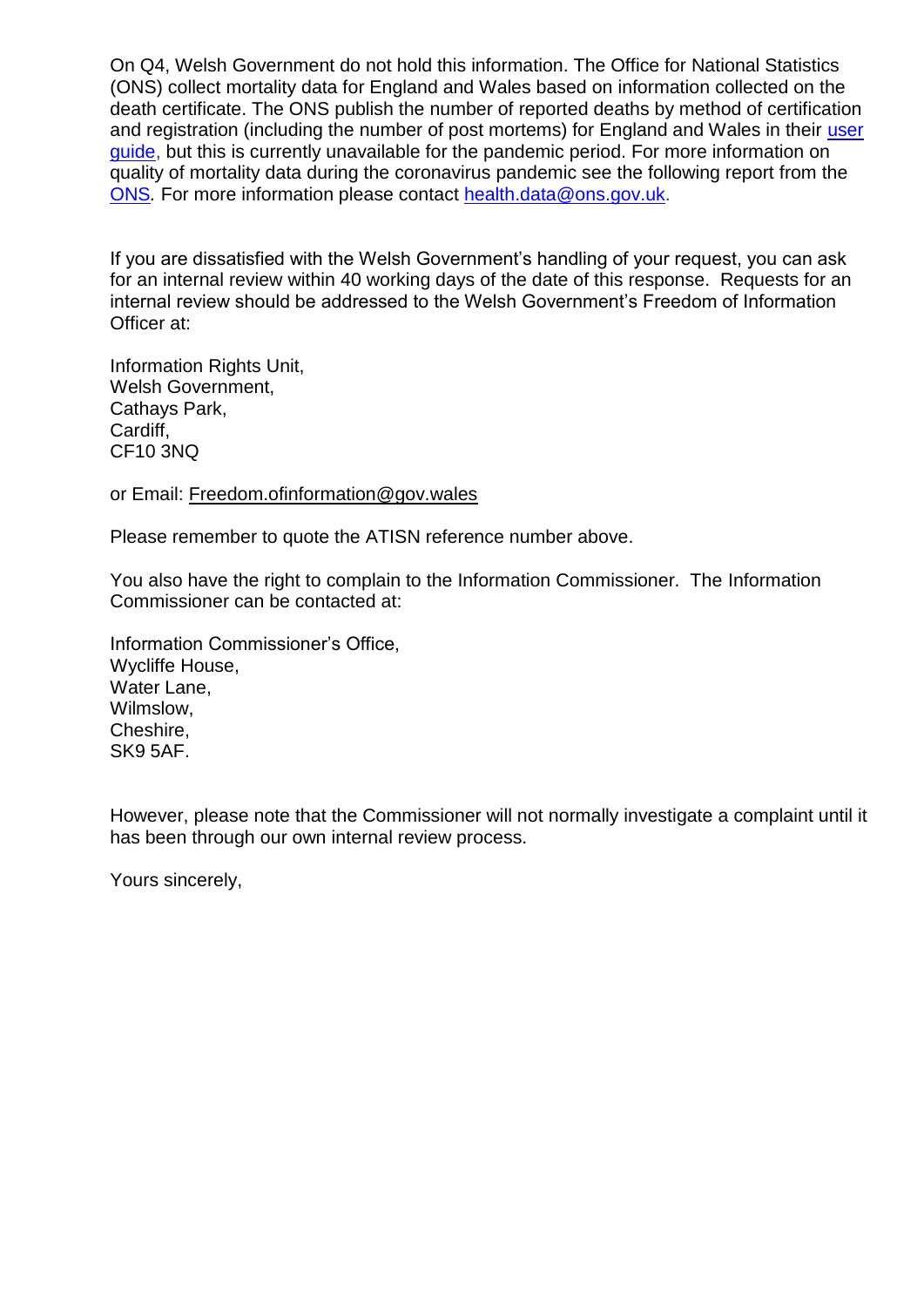On Q4, Welsh Government do not hold this information. The Office for National Statistics (ONS) collect mortality data for England and Wales based on information collected on the death certificate. The ONS publish the number of reported deaths by method of certification and registration (including the number of post mortems) for England and Wales in their user guide, but this is currently unavailable for the pandemic period. For more information on quality of mortality data during the coronavirus pandemic see the following report from the ONS. For more information please contact health.data@ons.gov.uk.

If you are dissatisfied with the Welsh Government's handling of your request, you can ask for an internal review within 40 working days of the date of this response. Requests for an internal review should be addressed to the Welsh Government's Freedom of Information Officer at:

Information Rights Unit,
Welsh Government,
Cathays Park,
Cardiff,
CF10 3NQ

or Email: Freedom.ofinformation@gov.wales

Please remember to quote the ATISN reference number above.

You also have the right to complain to the Information Commissioner. The Information Commissioner can be contacted at:

Information Commissioner's Office,
Wycliffe House,
Water Lane,
Wilmslow,
Cheshire,
SK9 5AF.

However, please note that the Commissioner will not normally investigate a complaint until it has been through our own internal review process.

Yours sincerely,